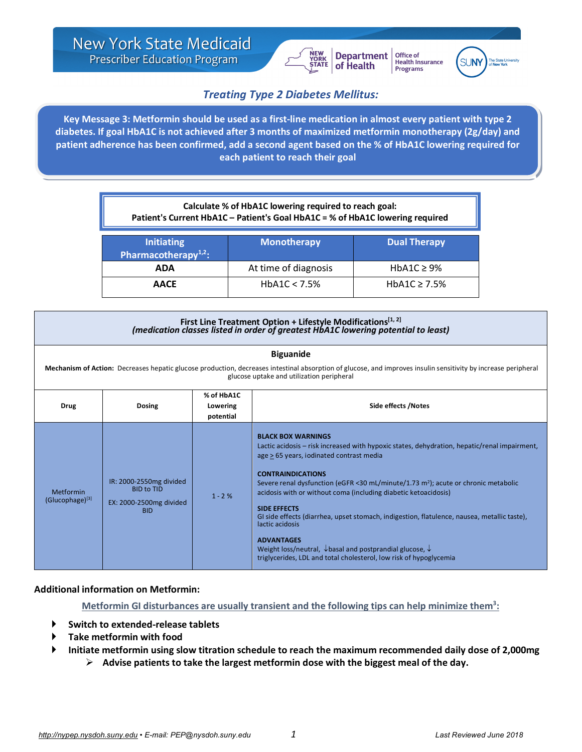# New York State Medicaid
## Prescriber Education Program

### *Treating Type 2 Diabetes Mellitus:*

**Key Message 3: Metformin should be used as a first-line medication in almost every patient with type 2 diabetes. If goal HbA1C is not achieved after 3 months of maximized metformin monotherapy (2g/day) and patient adherence has been confirmed, add a second agent based on the % of HbA1C lowering required for each patient to reach their goal**

**Calculate % of HbA1C lowering required to reach goal:**
**Patient's Current HbA1C – Patient's Goal HbA1C = % of HbA1C lowering required**

| Initiating Pharmacotherapy[1,2]: | Monotherapy | Dual Therapy |
|---|---|---|
| **ADA** | At time of diagnosis | HbA1C ≥ 9% |
| **AACE** | HbA1C < 7.5% | HbA1C ≥ 7.5% |

**First Line Treatment Option + Lifestyle Modifications[1, 2]**
***(medication classes listed in order of greatest HbA1C lowering potential to least)***

**Biguanide**

**Mechanism of Action:** Decreases hepatic glucose production, decreases intestinal absorption of glucose, and improves insulin sensitivity by increase peripheral glucose uptake and utilization peripheral

| Drug | Dosing | % of HbA1C Lowering potential | Side effects /Notes |
|---|---|---|---|
| Metformin (Glucophage)[3] | IR: 2000-2550mg divided BID to TID<br><br>EX: 2000-2500mg divided BID | 1 - 2 % | **BLACK BOX WARNINGS**<br>Lactic acidosis – risk increased with hypoxic states, dehydration, hepatic/renal impairment, age ≥ 65 years, iodinated contrast media<br><br>**CONTRAINDICATIONS**<br>Severe renal dysfunction (eGFR <30 mL/minute/1.73 $m^2$); acute or chronic metabolic acidosis with or without coma (including diabetic ketoacidosis)<br><br>**SIDE EFFECTS**<br>GI side effects (diarrhea, upset stomach, indigestion, flatulence, nausea, metallic taste), lactic acidosis<br><br>**ADVANTAGES**<br>Weight loss/neutral, ↓basal and postprandial glucose, ↓ triglycerides, LDL and total cholesterol, low risk of hypoglycemia |

**Additional information on Metformin:**

Metformin GI disturbances are usually transient and the following tips can help minimize them[3]:

- **Switch to extended-release tablets**
- **Take metformin with food**
- **Initiate metformin using slow titration schedule to reach the maximum recommended daily dose of 2,000mg**
  - **Advise patients to take the largest metformin dose with the biggest meal of the day.**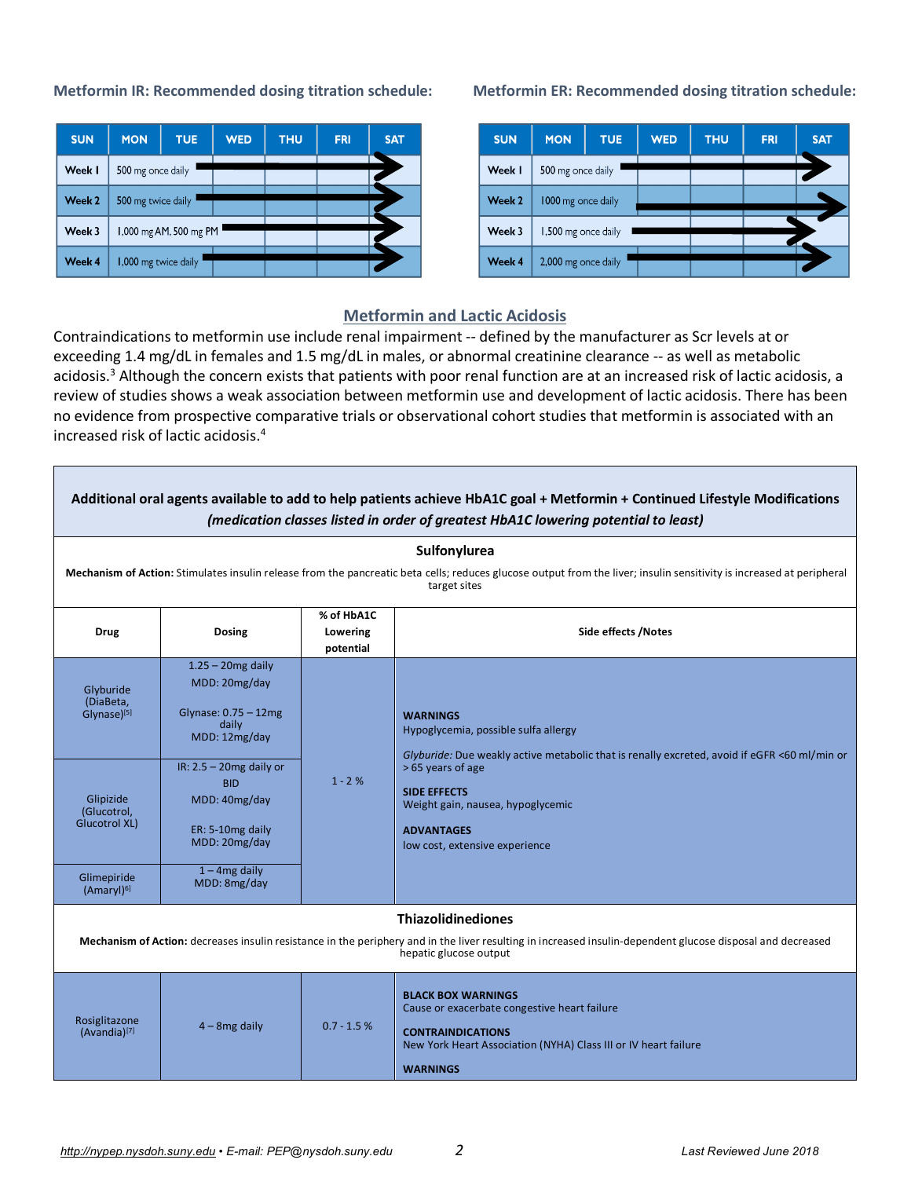### Metformin IR: Recommended dosing titration schedule:

| SUN | MON | TUE | WED | THU | FRI | SAT |
|---|---|---|---|---|---|---|
| Week 1 | 500 mg once daily → | | | | | |
| Week 2 | 500 mg twice daily → | | | | | |
| Week 3 | 1,000 mg AM, 500 mg PM → | | | | | |
| Week 4 | 1,000 mg twice daily → | | | | | |

### Metformin ER: Recommended dosing titration schedule:

| SUN | MON | TUE | WED | THU | FRI | SAT |
|---|---|---|---|---|---|---|
| Week 1 | 500 mg once daily → | | | | | |
| Week 2 | 1000 mg once daily → | | | | | |
| Week 3 | 1,500 mg once daily → | | | | | |
| Week 4 | 2,000 mg once daily → | | | | | |

## Metformin and Lactic Acidosis

Contraindications to metformin use include renal impairment -- defined by the manufacturer as Scr levels at or exceeding 1.4 mg/dL in females and 1.5 mg/dL in males, or abnormal creatinine clearance -- as well as metabolic acidosis.[3] Although the concern exists that patients with poor renal function are at an increased risk of lactic acidosis, a review of studies shows a weak association between metformin use and development of lactic acidosis. There has been no evidence from prospective comparative trials or observational cohort studies that metformin is associated with an increased risk of lactic acidosis.[4]

**Additional oral agents available to add to help patients achieve HbA1C goal + Metformin + Continued Lifestyle Modifications**
***(medication classes listed in order of greatest HbA1C lowering potential to least)***

### Sulfonylurea

**Mechanism of Action:** Stimulates insulin release from the pancreatic beta cells; reduces glucose output from the liver; insulin sensitivity is increased at peripheral target sites

| Drug | Dosing | % of HbA1C Lowering potential | Side effects /Notes |
|---|---|---|---|
| Glyburide (DiaBeta, Glynase)[5] | 1.25 – 20mg daily<br>MDD: 20mg/day<br><br>Glynase: 0.75 – 12mg daily<br>MDD: 12mg/day | 1 - 2 % | **WARNINGS**<br>Hypoglycemia, possible sulfa allergy<br><br>*Glyburide:* Due weakly active metabolic that is renally excreted, avoid if eGFR <60 ml/min or > 65 years of age<br><br>**SIDE EFFECTS**<br>Weight gain, nausea, hypoglycemic<br><br>**ADVANTAGES**<br>low cost, extensive experience |
| Glipizide (Glucotrol, Glucotrol XL) | IR: 2.5 – 20mg daily or BID<br>MDD: 40mg/day<br><br>ER: 5-10mg daily<br>MDD: 20mg/day | | |
| Glimepiride (Amaryl)[6] | 1 – 4mg daily<br>MDD: 8mg/day | | |

### Thiazolidinediones

**Mechanism of Action:** decreases insulin resistance in the periphery and in the liver resulting in increased insulin-dependent glucose disposal and decreased hepatic glucose output

| Drug | Dosing | % of HbA1C Lowering potential | Side effects /Notes |
|---|---|---|---|
| Rosiglitazone (Avandia)[7] | 4 – 8mg daily | 0.7 - 1.5 % | **BLACK BOX WARNINGS**<br>Cause or exacerbate congestive heart failure<br><br>**CONTRAINDICATIONS**<br>New York Heart Association (NYHA) Class III or IV heart failure<br><br>**WARNINGS** |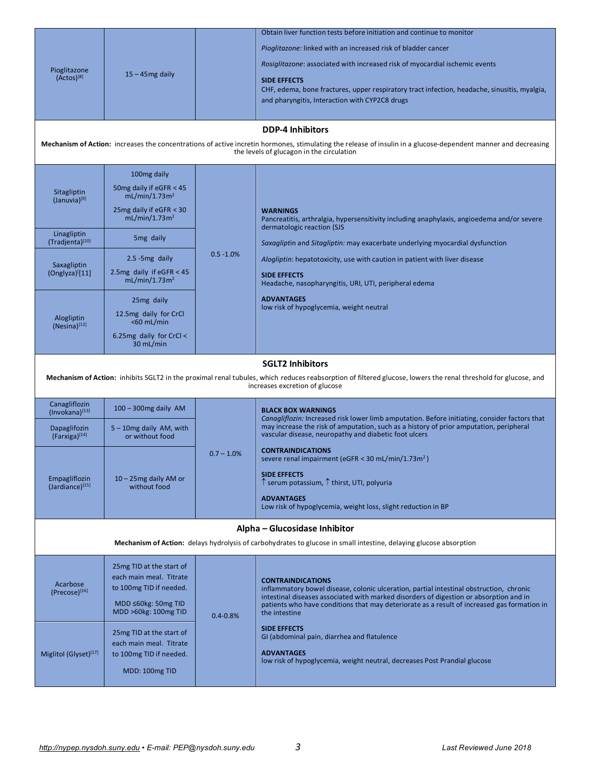| | | | |
|---|---|---|---|
| Pioglitazone (Actos)[8] | 15 – 45mg daily | | Obtain liver function tests before initiation and continue to monitor<br><br>*Pioglitazone:* linked with an increased risk of bladder cancer<br><br>*Rosiglitazone*: associated with increased risk of myocardial ischemic events<br><br>**SIDE EFFECTS**<br>CHF, edema, bone fractures, upper respiratory tract infection, headache, sinusitis, myalgia, and pharyngitis, Interaction with CYP2C8 drugs |
| **DDP-4 Inhibitors**<br><br>**Mechanism of Action:** increases the concentrations of active incretin hormones, stimulating the release of insulin in a glucose-dependent manner and decreasing the levels of glucagon in the circulation | | | |
| Sitagliptin (Januvia)[9] | 100mg daily<br><br>50mg daily if eGFR < 45 mL/min/1.73m²<br><br>25mg daily if eGFR < 30 mL/min/1.73m² | 0.5 -1.0% | **WARNINGS**<br>Pancreatitis, arthralgia, hypersensitivity including anaphylaxis, angioedema and/or severe dermatologic reaction (SJS<br><br>*Saxaglipti*n and *Sitagliptin:* may exacerbate underlying myocardial dysfunction<br><br>*Alogliptin*: hepatotoxicity, use with caution in patient with liver disease<br><br>**SIDE EFFECTS**<br>Headache, nasopharyngitis, URI, UTI, peripheral edema<br><br>**ADVANTAGES**<br>low risk of hypoglycemia, weight neutral |
| Linagliptin (Tradjenta)[10] | 5mg daily | | |
| Saxagliptin (Onglyza)[11] | 2.5 -5mg daily<br><br>2.5mg daily if eGFR < 45 mL/min/1.73m² | | |
| Alogliptin (Nesina)[12] | 25mg daily<br><br>12.5mg daily for CrCl <60 mL/min<br><br>6.25mg daily for CrCl < 30 mL/min | | |
| **SGLT2 Inhibitors**<br><br>**Mechanism of Action:** inhibits SGLT2 in the proximal renal tubules, which reduces reabsorption of filtered glucose, lowers the renal threshold for glucose, and increases excretion of glucose | | | |
| Canagliflozin (Invokana)[13] | 100 – 300mg daily AM | 0.7 – 1.0% | **BLACK BOX WARNINGS**<br>*Canagliflozin:* Increased risk lower limb amputation. Before initiating, consider factors that may increase the risk of amputation, such as a history of prior amputation, peripheral vascular disease, neuropathy and diabetic foot ulcers<br><br>**CONTRAINDICATIONS**<br>severe renal impairment (eGFR < 30 mL/min/1.73m²)<br><br>**SIDE EFFECTS**<br>↑ serum potassium, ↑ thirst, UTI, polyuria<br><br>**ADVANTAGES**<br>Low risk of hypoglycemia, weight loss, slight reduction in BP |
| Dapaglifozin (Farxiga)[14] | 5 – 10mg daily AM, with or without food | | |
| Empagliflozin (Jardiance)[15] | 10 – 25mg daily AM or without food | | |
| **Alpha – Glucosidase Inhibitor**<br><br>**Mechanism of Action:** delays hydrolysis of carbohydrates to glucose in small intestine, delaying glucose absorption | | | |
| Acarbose (Precose)[16] | 25mg TID at the start of each main meal. Titrate to 100mg TID if needed.<br><br>MDD ≤60kg: 50mg TID<br>MDD >60kg: 100mg TID | 0.4-0.8% | **CONTRAINDICATIONS**<br>inflammatory bowel disease, colonic ulceration, partial intestinal obstruction, chronic intestinal diseases associated with marked disorders of digestion or absorption and in patients who have conditions that may deteriorate as a result of increased gas formation in the intestine<br><br>**SIDE EFFECTS**<br>GI (abdominal pain, diarrhea and flatulence<br><br>**ADVANTAGES**<br>low risk of hypoglycemia, weight neutral, decreases Post Prandial glucose |
| Miglitol (Glyset)[17] | 25mg TID at the start of each main meal. Titrate to 100mg TID if needed.<br><br>MDD: 100mg TID | | |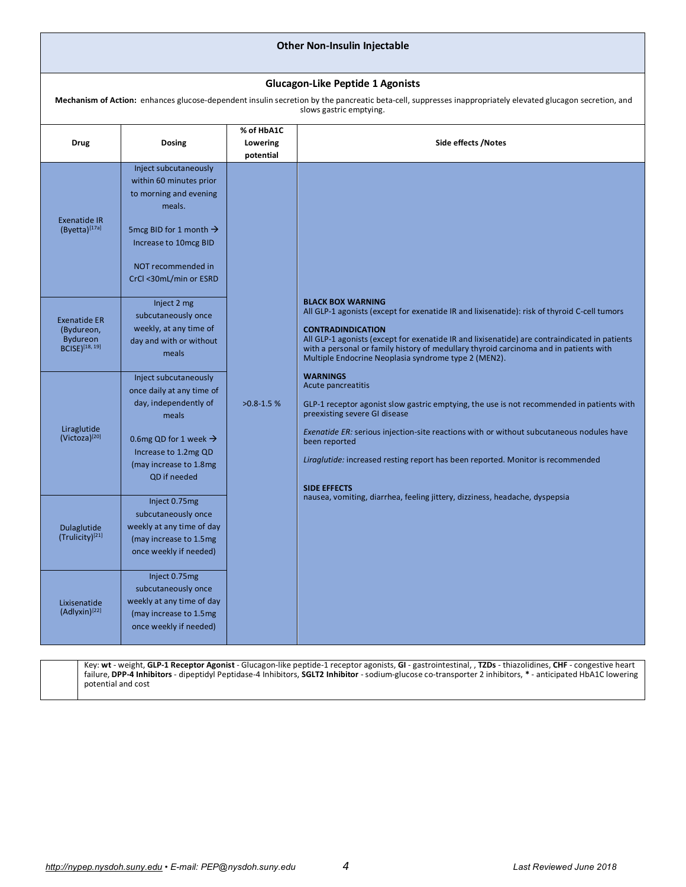## Other Non-Insulin Injectable

### Glucagon-Like Peptide 1 Agonists

**Mechanism of Action:** enhances glucose-dependent insulin secretion by the pancreatic beta-cell, suppresses inappropriately elevated glucagon secretion, and slows gastric emptying.

| Drug | Dosing | % of HbA1C Lowering potential | Side effects /Notes |
|---|---|---|---|
| Exenatide IR (Byetta)[17a] | Inject subcutaneously within 60 minutes prior to morning and evening meals.<br><br>5mcg BID for 1 month → Increase to 10mcg BID<br><br>NOT recommended in CrCl <30mL/min or ESRD | >0.8-1.5 % | **BLACK BOX WARNING**<br>All GLP-1 agonists (except for exenatide IR and lixisenatide): risk of thyroid C-cell tumors<br><br>**CONTRADINDICATION**<br>All GLP-1 agonists (except for exenatide IR and lixisenatide) are contraindicated in patients with a personal or family history of medullary thyroid carcinoma and in patients with Multiple Endocrine Neoplasia syndrome type 2 (MEN2).<br><br>**WARNINGS**<br>Acute pancreatitis<br><br>GLP-1 receptor agonist slow gastric emptying, the use is not recommended in patients with preexisting severe GI disease<br><br>*Exenatide ER:* serious injection-site reactions with or without subcutaneous nodules have been reported<br><br>*Liraglutide:* increased resting report has been reported. Monitor is recommended<br><br>**SIDE EFFECTS**<br>nausea, vomiting, diarrhea, feeling jittery, dizziness, headache, dyspepsia |
| Exenatide ER (Bydureon, Bydureon BCISE)[18, 19] | Inject 2 mg subcutaneously once weekly, at any time of day and with or without meals | | |
| Liraglutide (Victoza)[20] | Inject subcutaneously once daily at any time of day, independently of meals<br><br>0.6mg QD for 1 week → Increase to 1.2mg QD (may increase to 1.8mg QD if needed | | |
| Dulaglutide (Trulicity)[21] | Inject 0.75mg subcutaneously once weekly at any time of day (may increase to 1.5mg once weekly if needed) | | |
| Lixisenatide (Adlyxin)[22] | Inject 0.75mg subcutaneously once weekly at any time of day (may increase to 1.5mg once weekly if needed) | | |

Key: **wt** - weight, **GLP-1 Receptor Agonist** - Glucagon-like peptide-1 receptor agonists, **GI** - gastrointestinal, , **TZDs** - thiazolidines, **CHF** - congestive heart failure, **DPP-4 Inhibitors** - dipeptidyl Peptidase-4 Inhibitors, **SGLT2 Inhibitor** - sodium-glucose co-transporter 2 inhibitors, * - anticipated HbA1C lowering potential and cost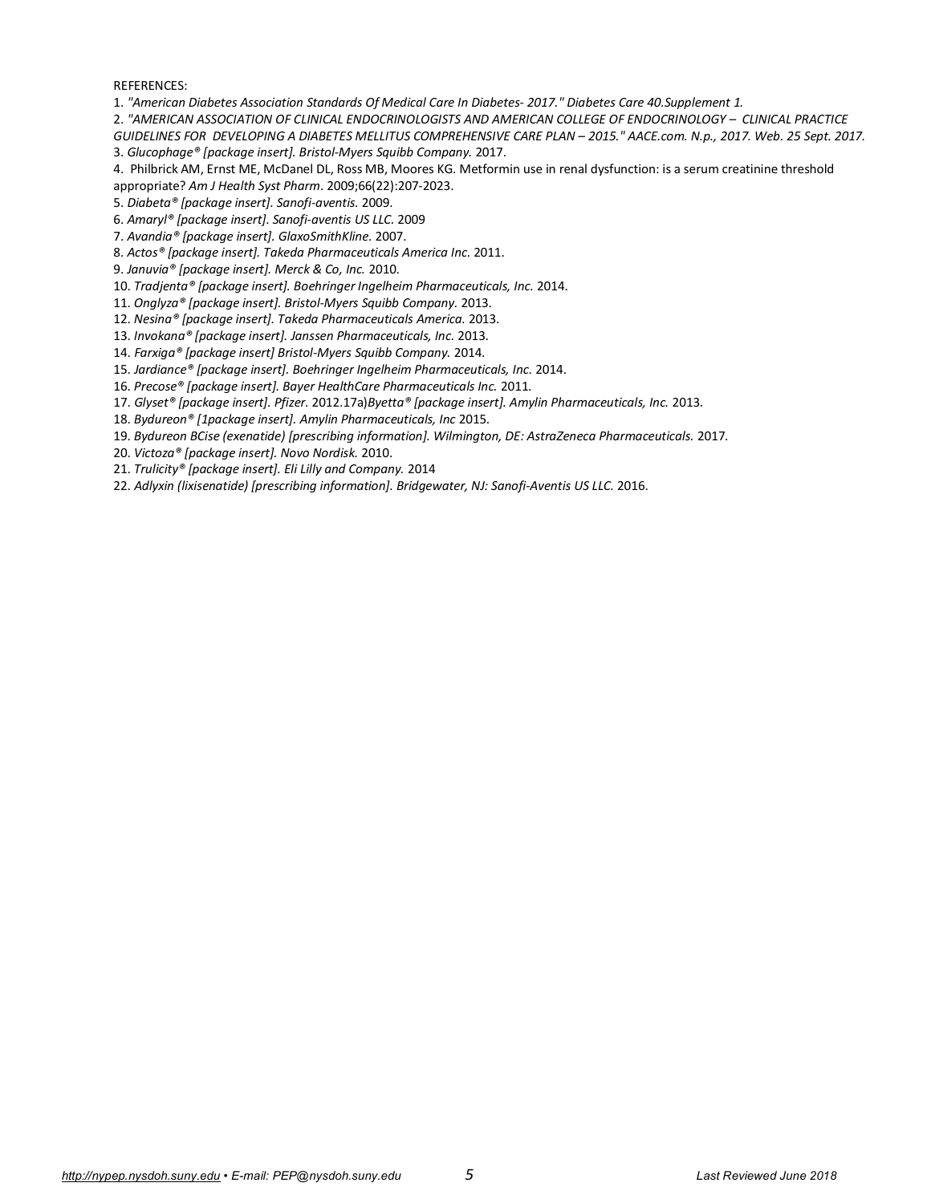REFERENCES:

1. *"American Diabetes Association Standards Of Medical Care In Diabetes- 2017." Diabetes Care 40.Supplement 1.*
2. *"AMERICAN ASSOCIATION OF CLINICAL ENDOCRINOLOGISTS AND AMERICAN COLLEGE OF ENDOCRINOLOGY – CLINICAL PRACTICE GUIDELINES FOR DEVELOPING A DIABETES MELLITUS COMPREHENSIVE CARE PLAN – 2015." AACE.com. N.p., 2017. Web. 25 Sept. 2017.*
3. *Glucophage® [package insert]. Bristol-Myers Squibb Company.* 2017.
4. Philbrick AM, Ernst ME, McDanel DL, Ross MB, Moores KG. Metformin use in renal dysfunction: is a serum creatinine threshold appropriate? *Am J Health Syst Pharm*. 2009;66(22):207-2023.
5. *Diabeta® [package insert]. Sanofi-aventis.* 2009.
6. *Amaryl® [package insert]. Sanofi-aventis US LLC.* 2009
7. *Avandia® [package insert]. GlaxoSmithKline.* 2007.
8. *Actos® [package insert]. Takeda Pharmaceuticals America Inc.* 2011.
9. *Januvia® [package insert]. Merck & Co, Inc.* 2010.
10. *Tradjenta® [package insert]. Boehringer Ingelheim Pharmaceuticals, Inc.* 2014.
11. *Onglyza® [package insert]. Bristol-Myers Squibb Company.* 2013.
12. *Nesina® [package insert]. Takeda Pharmaceuticals America.* 2013.
13. *Invokana® [package insert]. Janssen Pharmaceuticals, Inc.* 2013.
14. *Farxiga® [package insert] Bristol-Myers Squibb Company.* 2014.
15. *Jardiance® [package insert]. Boehringer Ingelheim Pharmaceuticals, Inc.* 2014.
16. *Precose® [package insert]. Bayer HealthCare Pharmaceuticals Inc.* 2011.
17. *Glyset® [package insert]. Pfizer.* 2012.17a)*Byetta® [package insert]. Amylin Pharmaceuticals, Inc.* 2013.
18. *Bydureon® [1package insert]. Amylin Pharmaceuticals, Inc* 2015.
19. *Bydureon BCise (exenatide) [prescribing information]. Wilmington, DE: AstraZeneca Pharmaceuticals.* 2017.
20. *Victoza® [package insert]. Novo Nordisk.* 2010.
21. *Trulicity® [package insert]. Eli Lilly and Company.* 2014
22. *Adlyxin (lixisenatide) [prescribing information]. Bridgewater, NJ: Sanofi-Aventis US LLC.* 2016.